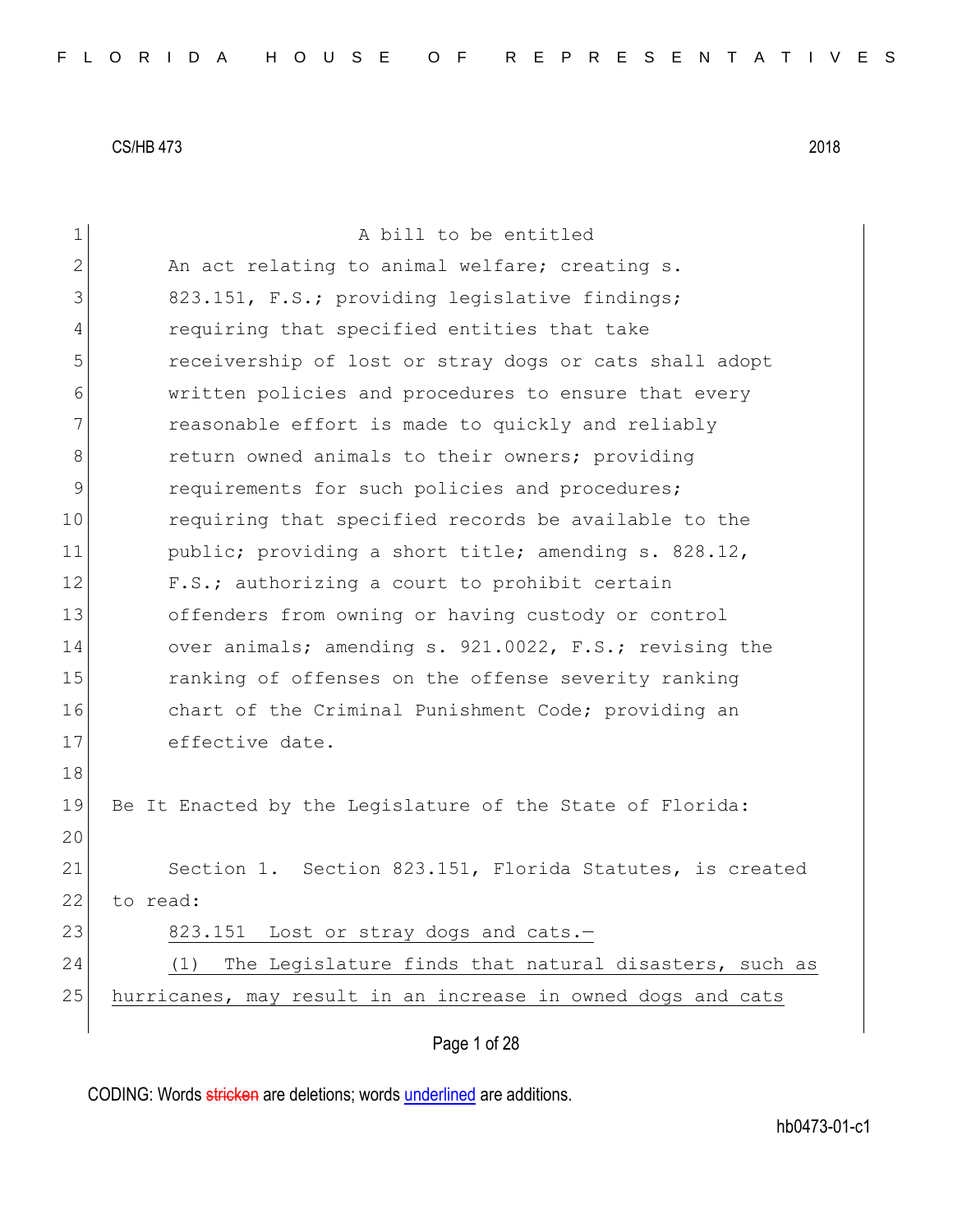CS/HB 473 2018

A bill to be entitled

An act relating to animal welfare; creating s. 823.151, F.S.; providing legislative findings; requiring that specified entities that take receivership of lost or stray dogs or cats shall adopt written policies and procedures to ensure that every reasonable effort is made to quickly and reliably return owned animals to their owners; providing requirements for such policies and procedures; requiring that specified records be available to the public; providing a short title; amending s. 828.12, F.S.; authorizing a court to prohibit certain offenders from owning or having custody or control over animals; amending s. 921.0022, F.S.; revising the ranking of offenses on the offense severity ranking chart of the Criminal Punishment Code; providing an effective date.

Be It Enacted by the Legislature of the State of Florida:

Section 1. Section 823.151, Florida Statutes, is created to read:

823.151 Lost or stray dogs and cats.—

(1) The Legislature finds that natural disasters, such as hurricanes, may result in an increase in owned dogs and cats

CODING: Words ~~stricken~~ are deletions; words underlined are additions.

hb0473-01-c1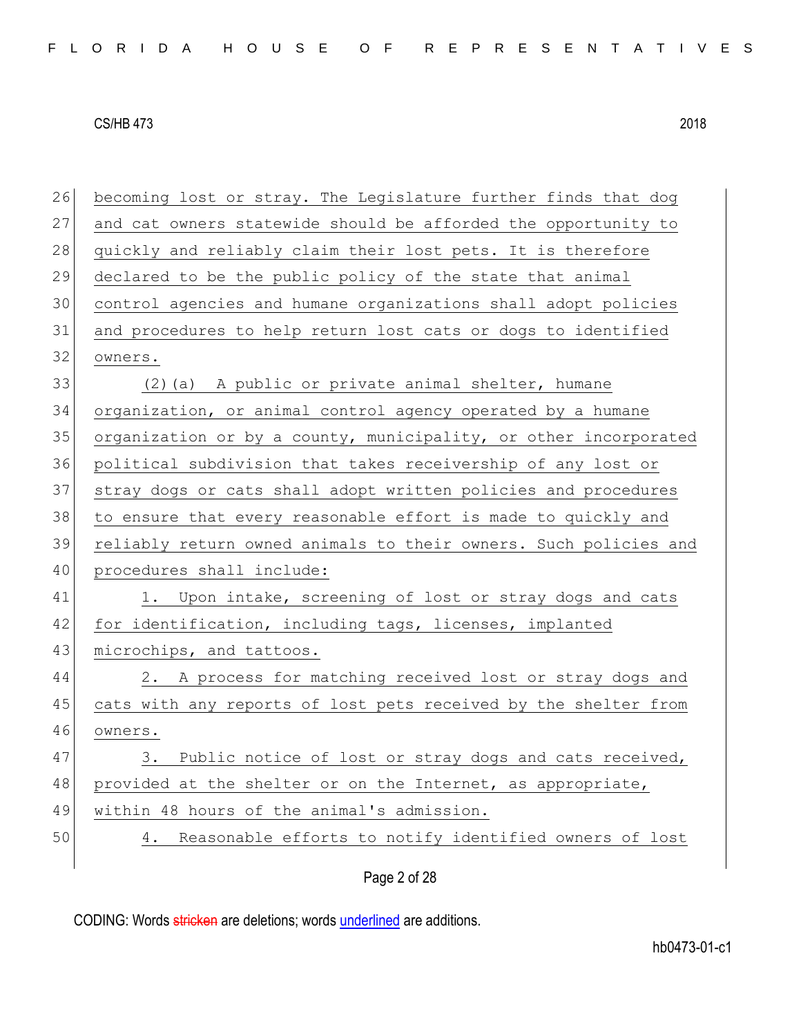becoming lost or stray. The Legislature further finds that dog and cat owners statewide should be afforded the opportunity to quickly and reliably claim their lost pets. It is therefore declared to be the public policy of the state that animal control agencies and humane organizations shall adopt policies and procedures to help return lost cats or dogs to identified owners.

(2)(a) A public or private animal shelter, humane organization, or animal control agency operated by a humane organization or by a county, municipality, or other incorporated political subdivision that takes receivership of any lost or stray dogs or cats shall adopt written policies and procedures to ensure that every reasonable effort is made to quickly and reliably return owned animals to their owners. Such policies and procedures shall include:

1. Upon intake, screening of lost or stray dogs and cats for identification, including tags, licenses, implanted microchips, and tattoos.

2. A process for matching received lost or stray dogs and cats with any reports of lost pets received by the shelter from owners.

3. Public notice of lost or stray dogs and cats received, provided at the shelter or on the Internet, as appropriate, within 48 hours of the animal's admission.

4. Reasonable efforts to notify identified owners of lost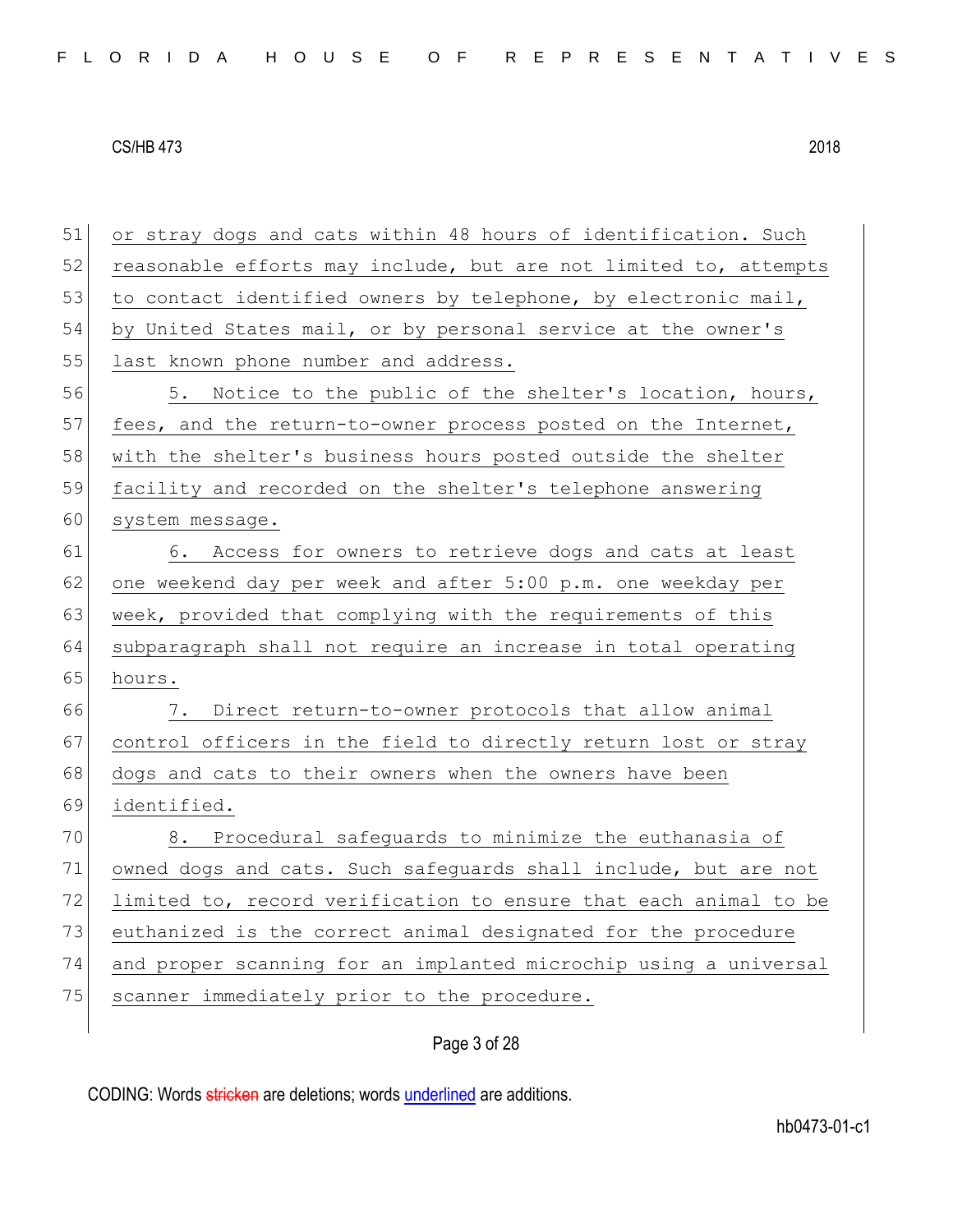or stray dogs and cats within 48 hours of identification. Such reasonable efforts may include, but are not limited to, attempts to contact identified owners by telephone, by electronic mail, by United States mail, or by personal service at the owner's last known phone number and address.

5. Notice to the public of the shelter's location, hours, fees, and the return-to-owner process posted on the Internet, with the shelter's business hours posted outside the shelter facility and recorded on the shelter's telephone answering system message.

6. Access for owners to retrieve dogs and cats at least one weekend day per week and after 5:00 p.m. one weekday per week, provided that complying with the requirements of this subparagraph shall not require an increase in total operating hours.

7. Direct return-to-owner protocols that allow animal control officers in the field to directly return lost or stray dogs and cats to their owners when the owners have been identified.

8. Procedural safeguards to minimize the euthanasia of owned dogs and cats. Such safeguards shall include, but are not limited to, record verification to ensure that each animal to be euthanized is the correct animal designated for the procedure and proper scanning for an implanted microchip using a universal scanner immediately prior to the procedure.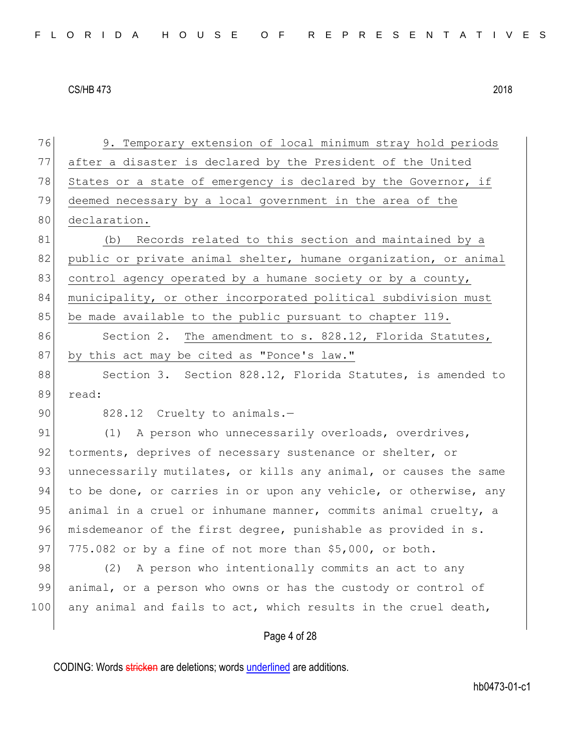76 9. Temporary extension of local minimum stray hold periods
77 after a disaster is declared by the President of the United
78 States or a state of emergency is declared by the Governor, if
79 deemed necessary by a local government in the area of the
80 declaration.

81 (b) Records related to this section and maintained by a
82 public or private animal shelter, humane organization, or animal
83 control agency operated by a humane society or by a county,
84 municipality, or other incorporated political subdivision must
85 be made available to the public pursuant to chapter 119.

86 Section 2. The amendment to s. 828.12, Florida Statutes,
87 by this act may be cited as "Ponce's law."

88 Section 3. Section 828.12, Florida Statutes, is amended to
89 read:

90 828.12 Cruelty to animals.—

91 (1) A person who unnecessarily overloads, overdrives,
92 torments, deprives of necessary sustenance or shelter, or
93 unnecessarily mutilates, or kills any animal, or causes the same
94 to be done, or carries in or upon any vehicle, or otherwise, any
95 animal in a cruel or inhumane manner, commits animal cruelty, a
96 misdemeanor of the first degree, punishable as provided in s.
97 775.082 or by a fine of not more than $5,000, or both.

98 (2) A person who intentionally commits an act to any
99 animal, or a person who owns or has the custody or control of
100 any animal and fails to act, which results in the cruel death,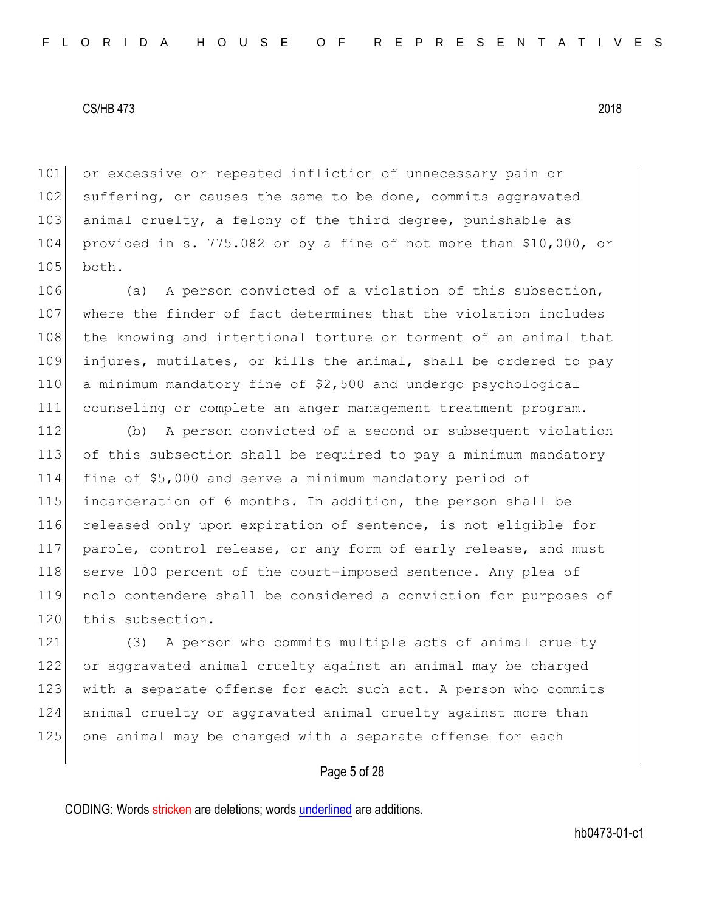or excessive or repeated infliction of unnecessary pain or suffering, or causes the same to be done, commits aggravated animal cruelty, a felony of the third degree, punishable as provided in s. 775.082 or by a fine of not more than $10,000, or both.

(a) A person convicted of a violation of this subsection, where the finder of fact determines that the violation includes the knowing and intentional torture or torment of an animal that injures, mutilates, or kills the animal, shall be ordered to pay a minimum mandatory fine of $2,500 and undergo psychological counseling or complete an anger management treatment program.

(b) A person convicted of a second or subsequent violation of this subsection shall be required to pay a minimum mandatory fine of $5,000 and serve a minimum mandatory period of incarceration of 6 months. In addition, the person shall be released only upon expiration of sentence, is not eligible for parole, control release, or any form of early release, and must serve 100 percent of the court-imposed sentence. Any plea of nolo contendere shall be considered a conviction for purposes of this subsection.

(3) A person who commits multiple acts of animal cruelty or aggravated animal cruelty against an animal may be charged with a separate offense for each such act. A person who commits animal cruelty or aggravated animal cruelty against more than one animal may be charged with a separate offense for each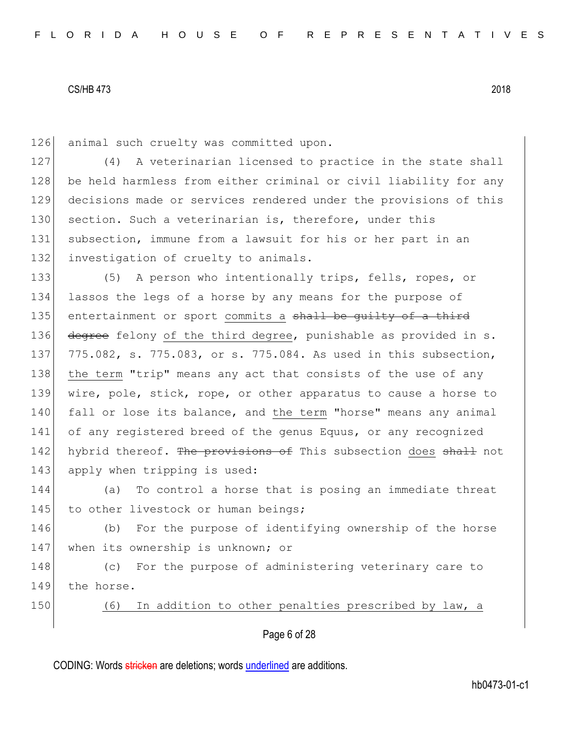animal such cruelty was committed upon.

(4) A veterinarian licensed to practice in the state shall be held harmless from either criminal or civil liability for any decisions made or services rendered under the provisions of this section. Such a veterinarian is, therefore, under this subsection, immune from a lawsuit for his or her part in an investigation of cruelty to animals.

(5) A person who intentionally trips, fells, ropes, or lassos the legs of a horse by any means for the purpose of entertainment or sport commits a ~~shall be guilty of a third degree~~ felony of the third degree, punishable as provided in s. 775.082, s. 775.083, or s. 775.084. As used in this subsection, the term "trip" means any act that consists of the use of any wire, pole, stick, rope, or other apparatus to cause a horse to fall or lose its balance, and the term "horse" means any animal of any registered breed of the genus Equus, or any recognized hybrid thereof. ~~The provisions of~~ This subsection does ~~shall~~ not apply when tripping is used:

(a) To control a horse that is posing an immediate threat to other livestock or human beings;

(b) For the purpose of identifying ownership of the horse when its ownership is unknown; or

(c) For the purpose of administering veterinary care to the horse.

(6) In addition to other penalties prescribed by law, a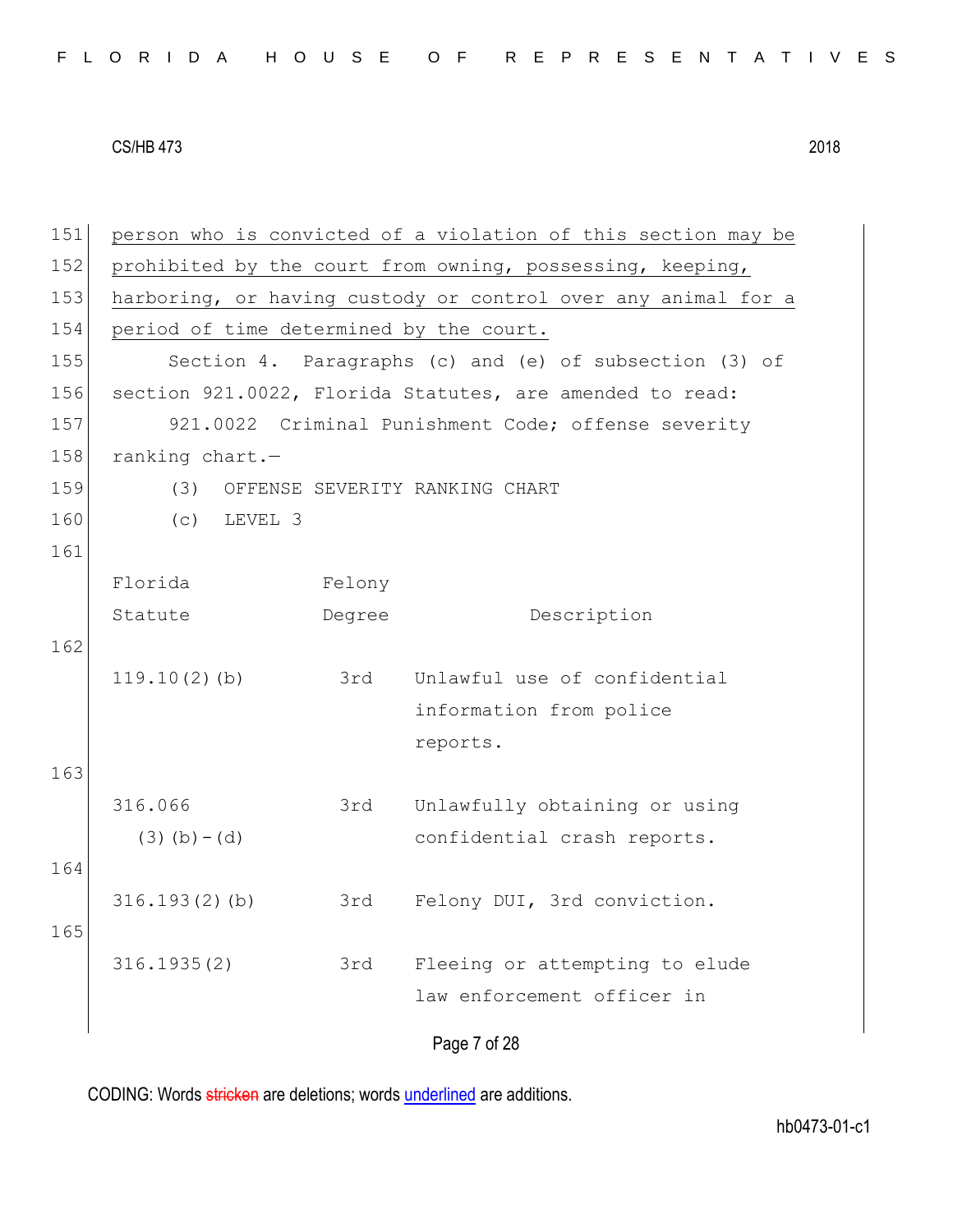151 person who is convicted of a violation of this section may be
152 prohibited by the court from owning, possessing, keeping,
153 harboring, or having custody or control over any animal for a
154 period of time determined by the court.

155 Section 4. Paragraphs (c) and (e) of subsection (3) of
156 section 921.0022, Florida Statutes, are amended to read:

157 921.0022 Criminal Punishment Code; offense severity
158 ranking chart.—

159 (3) OFFENSE SEVERITY RANKING CHART

160 (c) LEVEL 3

161

| Florida Statute | Felony Degree | Description |
|---|---|---|
| 119.10(2)(b) | 3rd | Unlawful use of confidential information from police reports. |
| 316.066 (3)(b)-(d) | 3rd | Unlawfully obtaining or using confidential crash reports. |
| 316.193(2)(b) | 3rd | Felony DUI, 3rd conviction. |
| 316.1935(2) | 3rd | Fleeing or attempting to elude law enforcement officer in |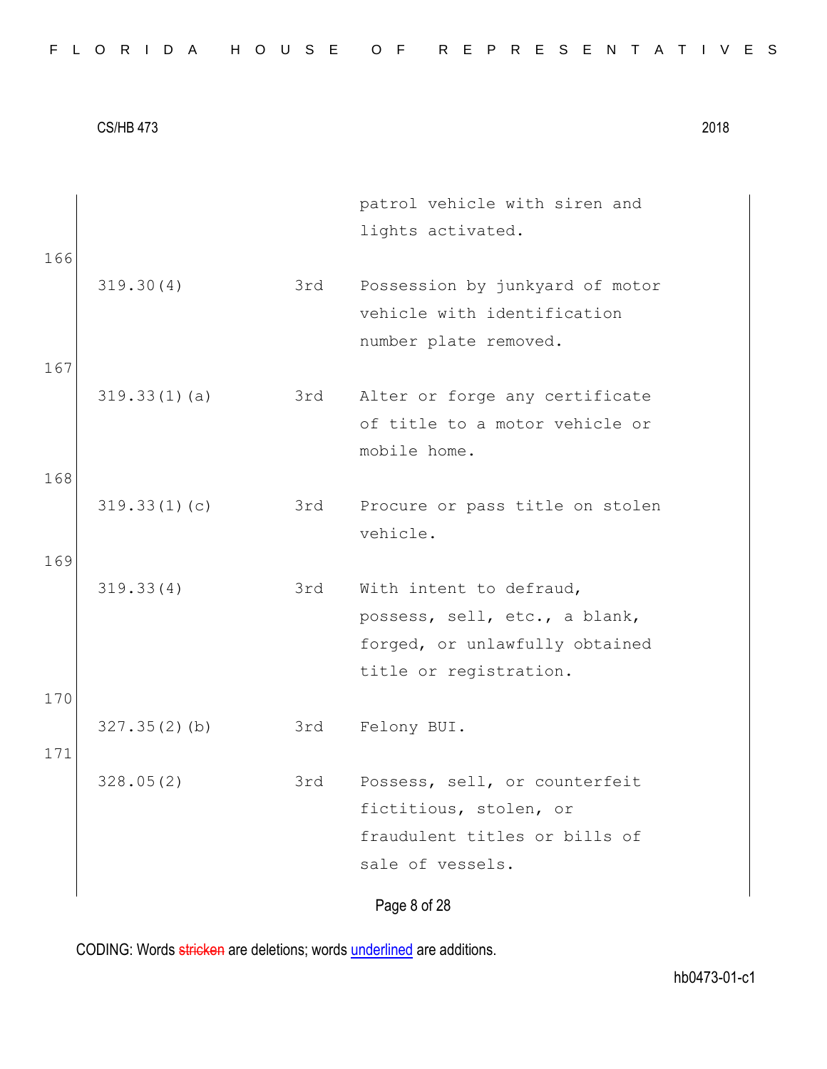| | | | |
|---|---|---|---|
| | | | patrol vehicle with siren and lights activated. |
| 166 | 319.30(4) | 3rd | Possession by junkyard of motor vehicle with identification number plate removed. |
| 167 | 319.33(1)(a) | 3rd | Alter or forge any certificate of title to a motor vehicle or mobile home. |
| 168 | 319.33(1)(c) | 3rd | Procure or pass title on stolen vehicle. |
| 169 | 319.33(4) | 3rd | With intent to defraud, possess, sell, etc., a blank, forged, or unlawfully obtained title or registration. |
| 170 | 327.35(2)(b) | 3rd | Felony BUI. |
| 171 | 328.05(2) | 3rd | Possess, sell, or counterfeit fictitious, stolen, or fraudulent titles or bills of sale of vessels. |

CODING: Words stricken are deletions; words underlined are additions.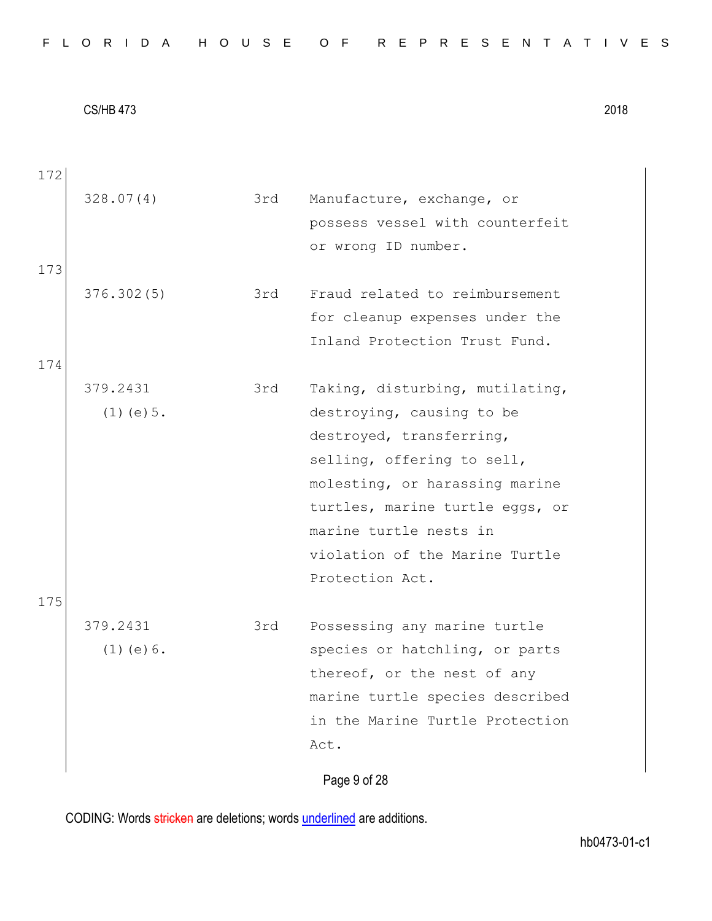172

| | | |
|---|---|---|
| 328.07(4) | 3rd | Manufacture, exchange, or possess vessel with counterfeit or wrong ID number. |

173

| | | |
|---|---|---|
| 376.302(5) | 3rd | Fraud related to reimbursement for cleanup expenses under the Inland Protection Trust Fund. |

174

| | | |
|---|---|---|
| 379.2431 (1)(e)5. | 3rd | Taking, disturbing, mutilating, destroying, causing to be destroyed, transferring, selling, offering to sell, molesting, or harassing marine turtles, marine turtle eggs, or marine turtle nests in violation of the Marine Turtle Protection Act. |

175

| | | |
|---|---|---|
| 379.2431 (1)(e)6. | 3rd | Possessing any marine turtle species or hatchling, or parts thereof, or the nest of any marine turtle species described in the Marine Turtle Protection Act. |

CODING: Words stricken are deletions; words underlined are additions.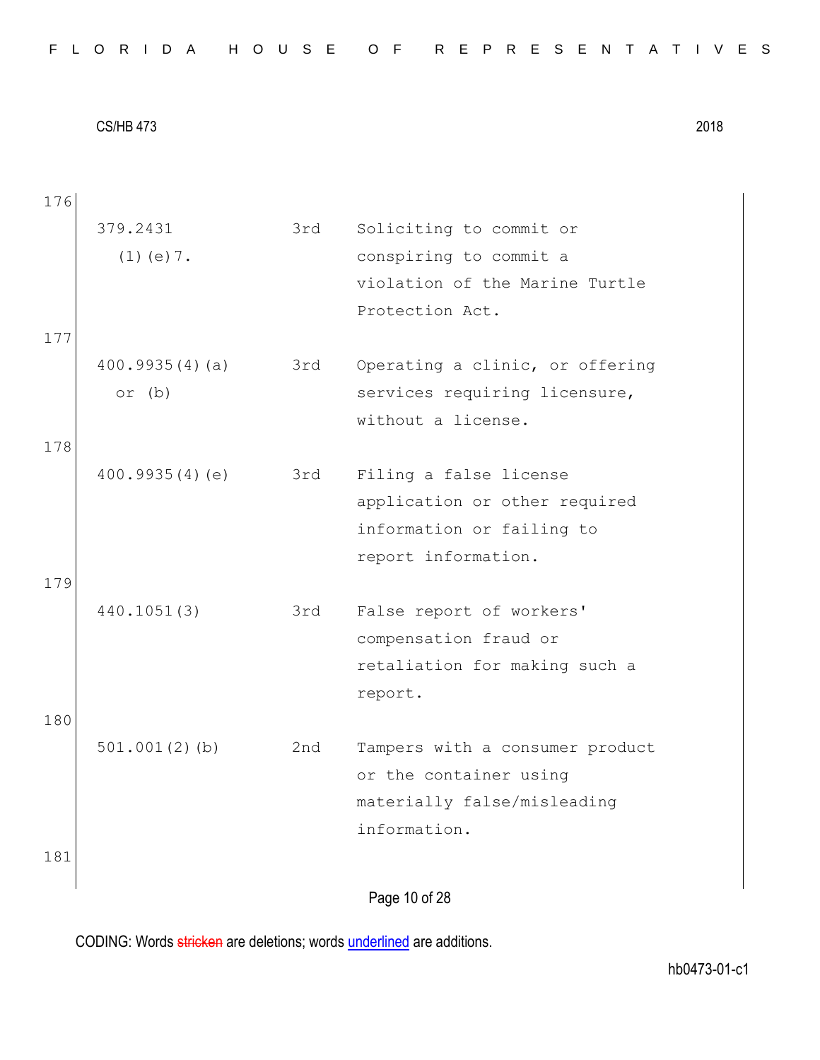176

| | | |
|---|---|---|
| 379.2431 (1)(e)7. | 3rd | Soliciting to commit or conspiring to commit a violation of the Marine Turtle Protection Act. |

177

| | | |
|---|---|---|
| 400.9935(4)(a) or (b) | 3rd | Operating a clinic, or offering services requiring licensure, without a license. |

178

| | | |
|---|---|---|
| 400.9935(4)(e) | 3rd | Filing a false license application or other required information or failing to report information. |

179

| | | |
|---|---|---|
| 440.1051(3) | 3rd | False report of workers' compensation fraud or retaliation for making such a report. |

180

| | | |
|---|---|---|
| 501.001(2)(b) | 2nd | Tampers with a consumer product or the container using materially false/misleading information. |

181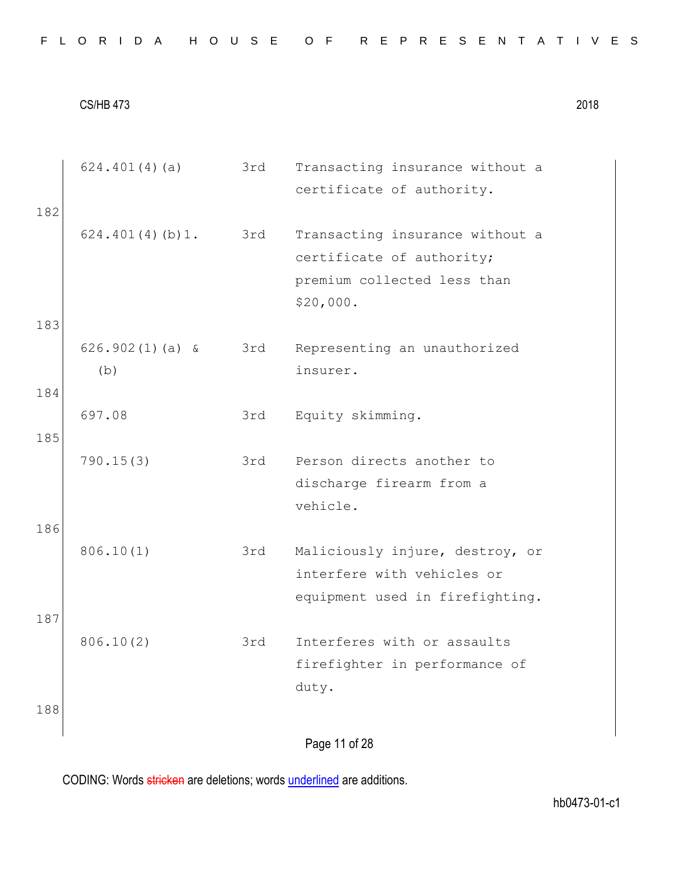| | | | |
|---|---|---|---|
| | 624.401(4)(a) | 3rd | Transacting insurance without a certificate of authority. |
| 182 | | | |
| | 624.401(4)(b)1. | 3rd | Transacting insurance without a certificate of authority; premium collected less than $20,000. |
| 183 | | | |
| | 626.902(1)(a) & (b) | 3rd | Representing an unauthorized insurer. |
| 184 | | | |
| | 697.08 | 3rd | Equity skimming. |
| 185 | | | |
| | 790.15(3) | 3rd | Person directs another to discharge firearm from a vehicle. |
| 186 | | | |
| | 806.10(1) | 3rd | Maliciously injure, destroy, or interfere with vehicles or equipment used in firefighting. |
| 187 | | | |
| | 806.10(2) | 3rd | Interferes with or assaults firefighter in performance of duty. |
| 188 | | | |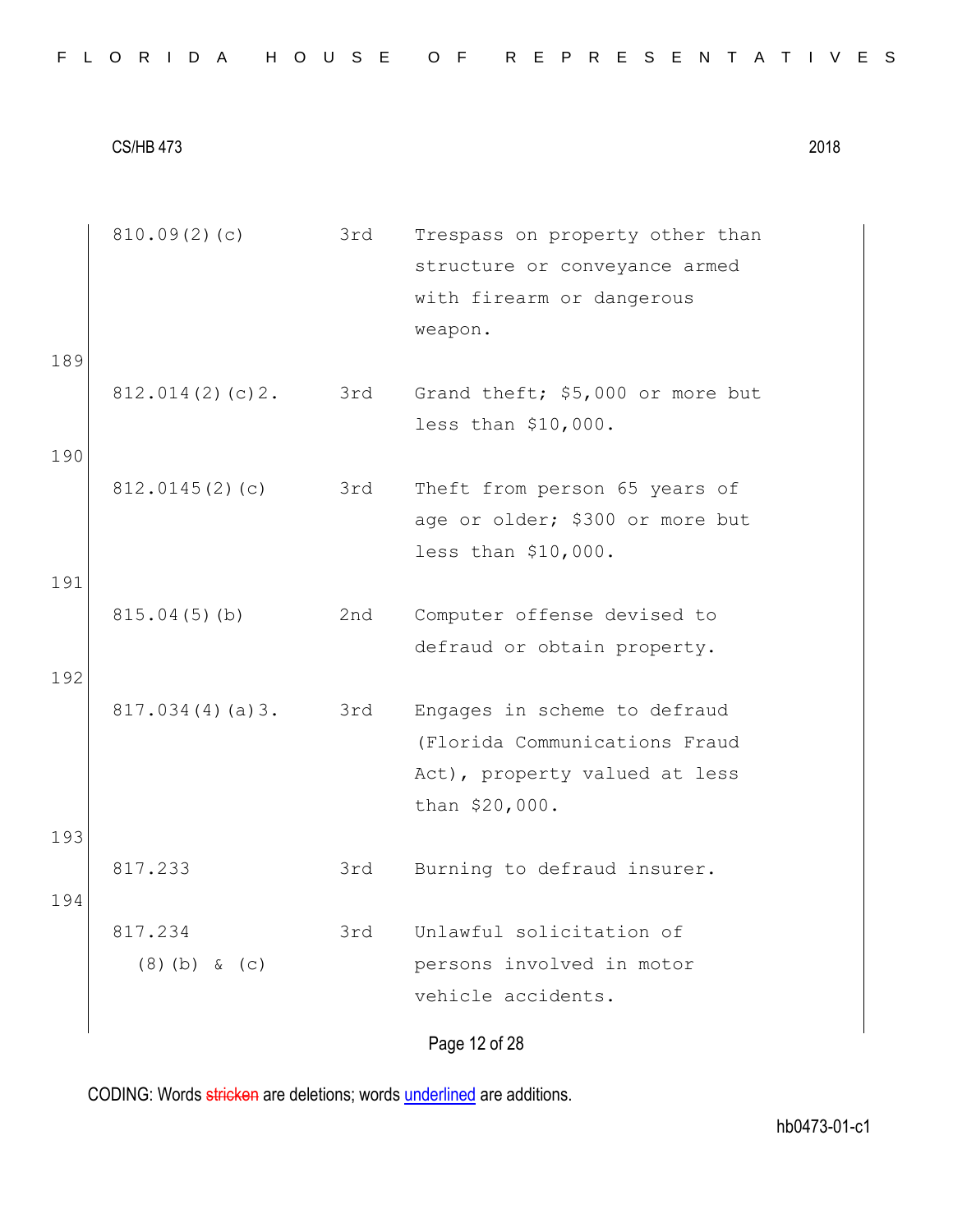| | | | |
|---|---|---|---|
| | 810.09(2)(c) | 3rd | Trespass on property other than structure or conveyance armed with firearm or dangerous weapon. |
| 189 | 812.014(2)(c)2. | 3rd | Grand theft; $5,000 or more but less than $10,000. |
| 190 | 812.0145(2)(c) | 3rd | Theft from person 65 years of age or older; $300 or more but less than $10,000. |
| 191 | 815.04(5)(b) | 2nd | Computer offense devised to defraud or obtain property. |
| 192 | 817.034(4)(a)3. | 3rd | Engages in scheme to defraud (Florida Communications Fraud Act), property valued at less than $20,000. |
| 193 | 817.233 | 3rd | Burning to defraud insurer. |
| 194 | 817.234 (8)(b) & (c) | 3rd | Unlawful solicitation of persons involved in motor vehicle accidents. |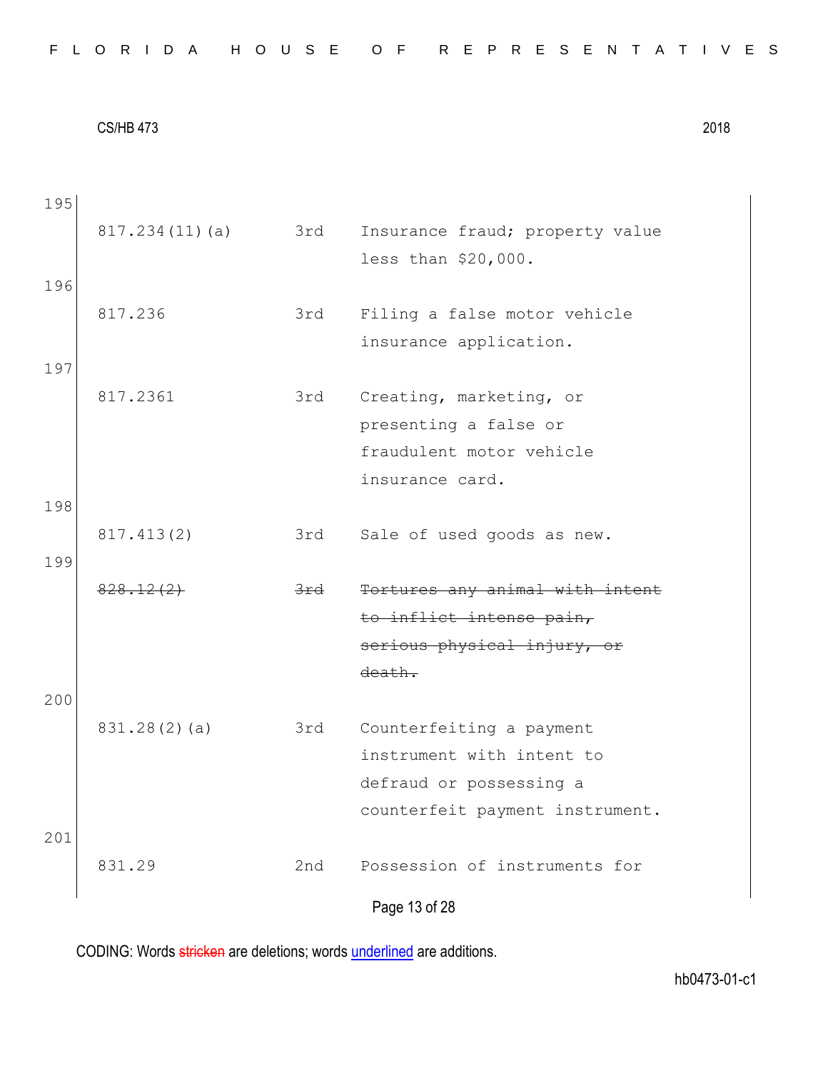195

| | | |
|---|---|---|
| 817.234(11)(a) | 3rd | Insurance fraud; property value less than $20,000. |

196

| | | |
|---|---|---|
| 817.236 | 3rd | Filing a false motor vehicle insurance application. |

197

| | | |
|---|---|---|
| 817.2361 | 3rd | Creating, marketing, or presenting a false or fraudulent motor vehicle insurance card. |

198

| | | |
|---|---|---|
| 817.413(2) | 3rd | Sale of used goods as new. |

199

| | | |
|---|---|---|
| ~~828.12(2)~~ | ~~3rd~~ | ~~Tortures any animal with intent to inflict intense pain, serious physical injury, or death.~~ |

200

| | | |
|---|---|---|
| 831.28(2)(a) | 3rd | Counterfeiting a payment instrument with intent to defraud or possessing a counterfeit payment instrument. |

201

| | | |
|---|---|---|
| 831.29 | 2nd | Possession of instruments for |

CODING: Words ~~stricken~~ are deletions; words <u>underlined</u> are additions.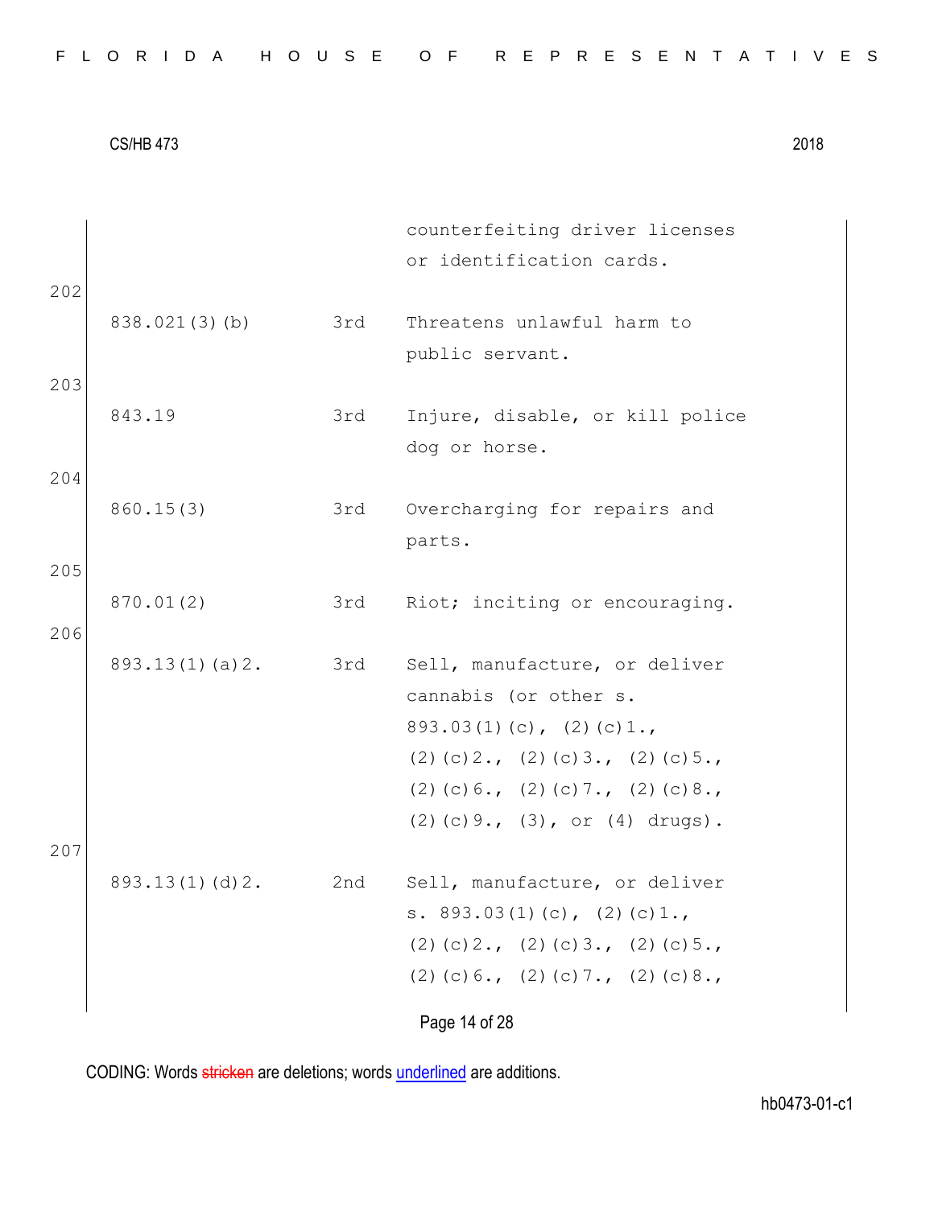| | | | |
|---|---|---|---|
| | | | counterfeiting driver licenses or identification cards. |
| 202 | 838.021(3)(b) | 3rd | Threatens unlawful harm to public servant. |
| 203 | 843.19 | 3rd | Injure, disable, or kill police dog or horse. |
| 204 | 860.15(3) | 3rd | Overcharging for repairs and parts. |
| 205 | 870.01(2) | 3rd | Riot; inciting or encouraging. |
| 206 | 893.13(1)(a)2. | 3rd | Sell, manufacture, or deliver cannabis (or other s. 893.03(1)(c), (2)(c)1., (2)(c)2., (2)(c)3., (2)(c)5., (2)(c)6., (2)(c)7., (2)(c)8., (2)(c)9., (3), or (4) drugs). |
| 207 | 893.13(1)(d)2. | 2nd | Sell, manufacture, or deliver s. 893.03(1)(c), (2)(c)1., (2)(c)2., (2)(c)3., (2)(c)5., (2)(c)6., (2)(c)7., (2)(c)8., |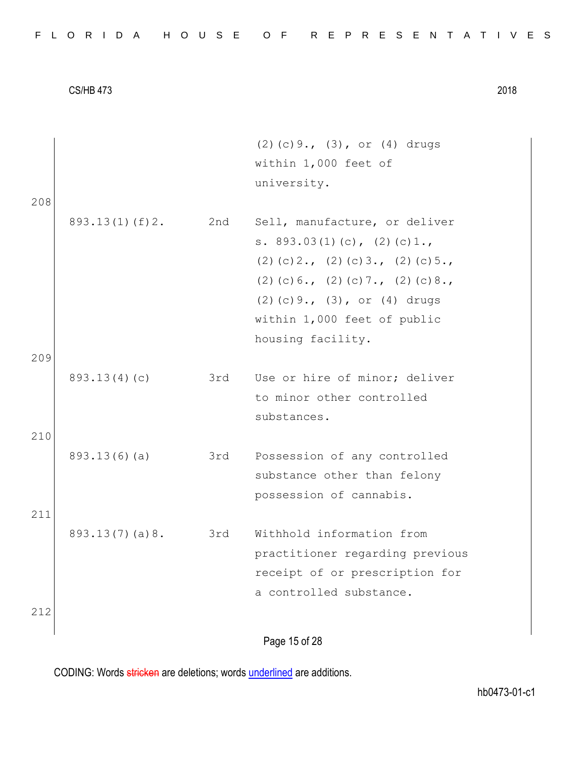| | | (2)(c)9., (3), or (4) drugs within 1,000 feet of university. |
|---|---|---|
| 208 | | |
| 893.13(1)(f)2. | 2nd | Sell, manufacture, or deliver s. 893.03(1)(c), (2)(c)1., (2)(c)2., (2)(c)3., (2)(c)5., (2)(c)6., (2)(c)7., (2)(c)8., (2)(c)9., (3), or (4) drugs within 1,000 feet of public housing facility. |
| 209 | | |
| 893.13(4)(c) | 3rd | Use or hire of minor; deliver to minor other controlled substances. |
| 210 | | |
| 893.13(6)(a) | 3rd | Possession of any controlled substance other than felony possession of cannabis. |
| 211 | | |
| 893.13(7)(a)8. | 3rd | Withhold information from practitioner regarding previous receipt of or prescription for a controlled substance. |
| 212 | | |

CODING: Words stricken are deletions; words underlined are additions.

hb0473-01-c1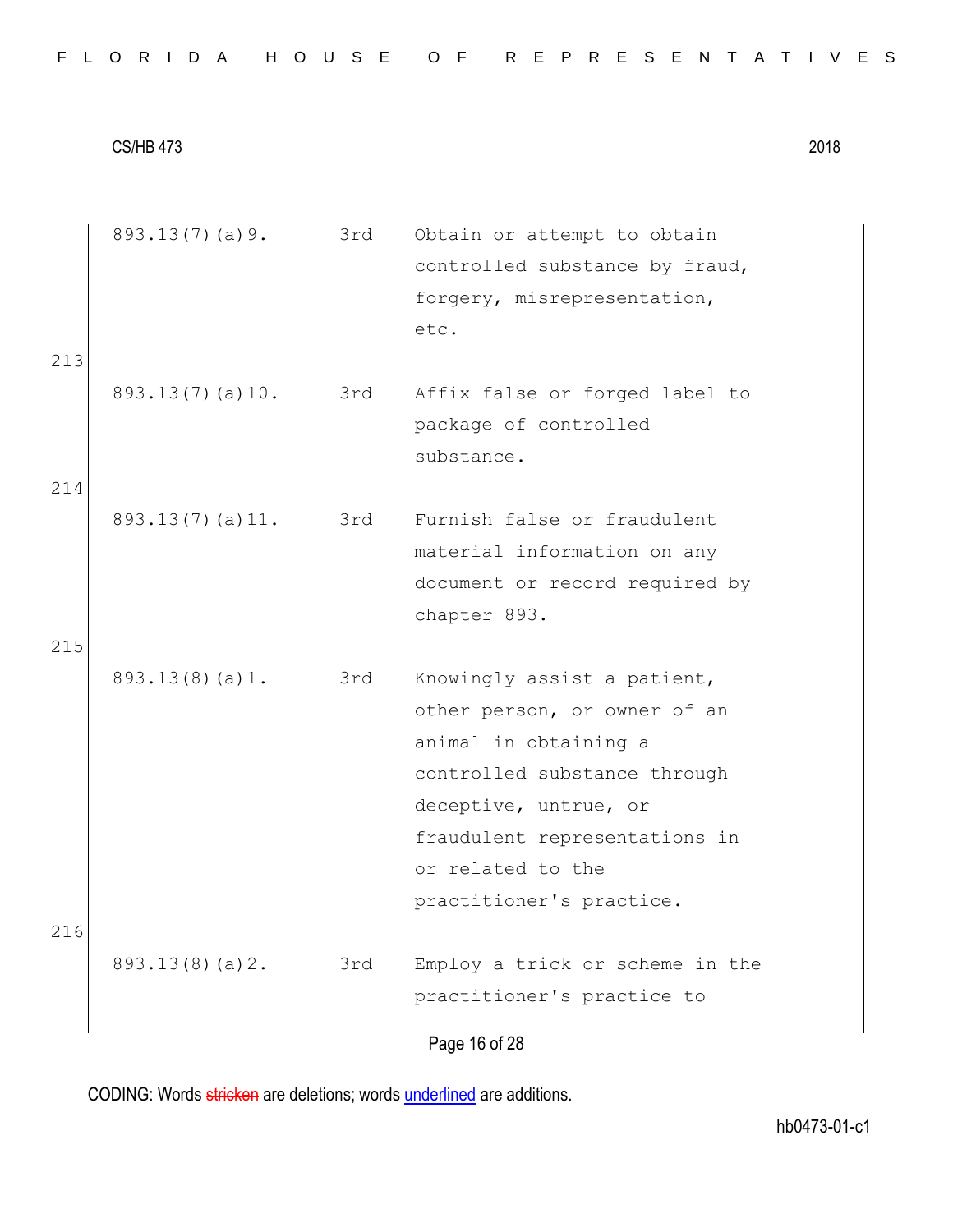| | | |
|---|---|---|
| 893.13(7)(a)9. | 3rd | Obtain or attempt to obtain controlled substance by fraud, forgery, misrepresentation, etc. |
| 893.13(7)(a)10. | 3rd | Affix false or forged label to package of controlled substance. |
| 893.13(7)(a)11. | 3rd | Furnish false or fraudulent material information on any document or record required by chapter 893. |
| 893.13(8)(a)1. | 3rd | Knowingly assist a patient, other person, or owner of an animal in obtaining a controlled substance through deceptive, untrue, or fraudulent representations in or related to the practitioner's practice. |
| 893.13(8)(a)2. | 3rd | Employ a trick or scheme in the practitioner's practice to |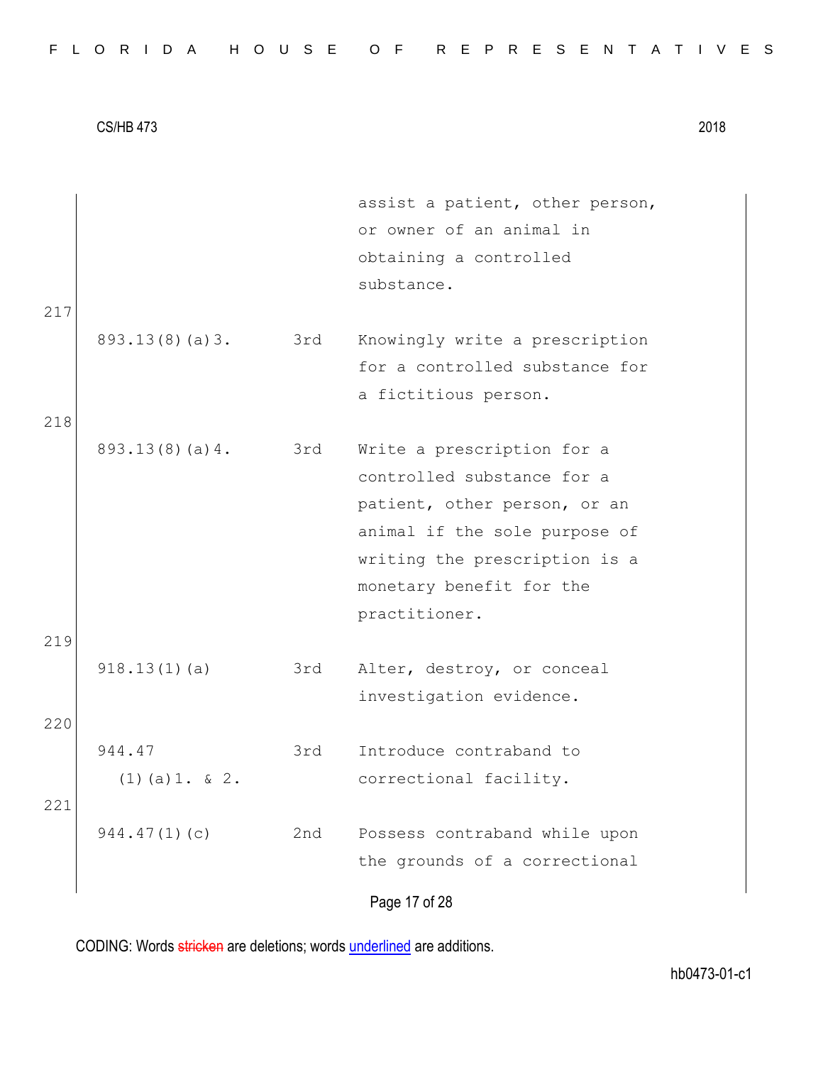| | | |
|---|---|---|
| | | assist a patient, other person, or owner of an animal in obtaining a controlled substance. |
| 893.13(8)(a)3. | 3rd | Knowingly write a prescription for a controlled substance for a fictitious person. |
| 893.13(8)(a)4. | 3rd | Write a prescription for a controlled substance for a patient, other person, or an animal if the sole purpose of writing the prescription is a monetary benefit for the practitioner. |
| 918.13(1)(a) | 3rd | Alter, destroy, or conceal investigation evidence. |
| 944.47 (1)(a)1. & 2. | 3rd | Introduce contraband to correctional facility. |
| 944.47(1)(c) | 2nd | Possess contraband while upon the grounds of a correctional |

CODING: Words stricken are deletions; words underlined are additions.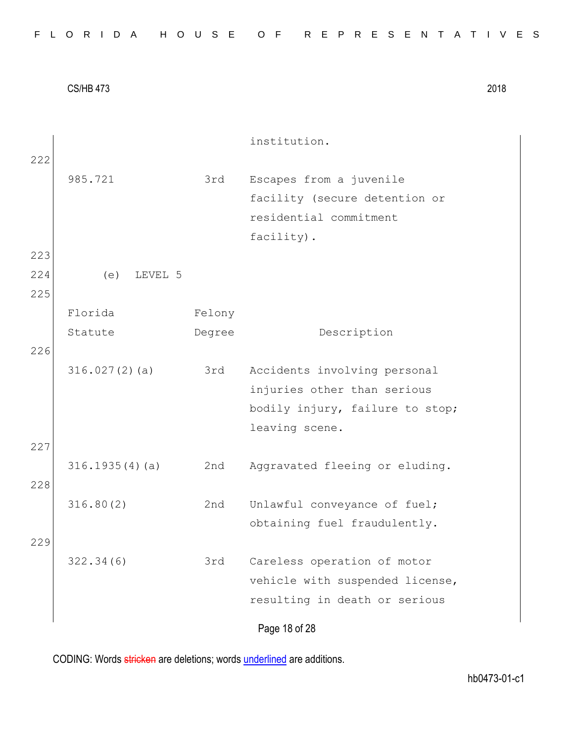institution.

222

| | | |
|---|---|---|
| 985.721 | 3rd | Escapes from a juvenile facility (secure detention or residential commitment facility). |

223

224 (e) LEVEL 5

225

| Florida Statute | Felony Degree | Description |
|---|---|---|
| 316.027(2)(a) | 3rd | Accidents involving personal injuries other than serious bodily injury, failure to stop; leaving scene. |
| 316.1935(4)(a) | 2nd | Aggravated fleeing or eluding. |
| 316.80(2) | 2nd | Unlawful conveyance of fuel; obtaining fuel fraudulently. |
| 322.34(6) | 3rd | Careless operation of motor vehicle with suspended license, resulting in death or serious |

CODING: Words stricken are deletions; words underlined are additions.

hb0473-01-c1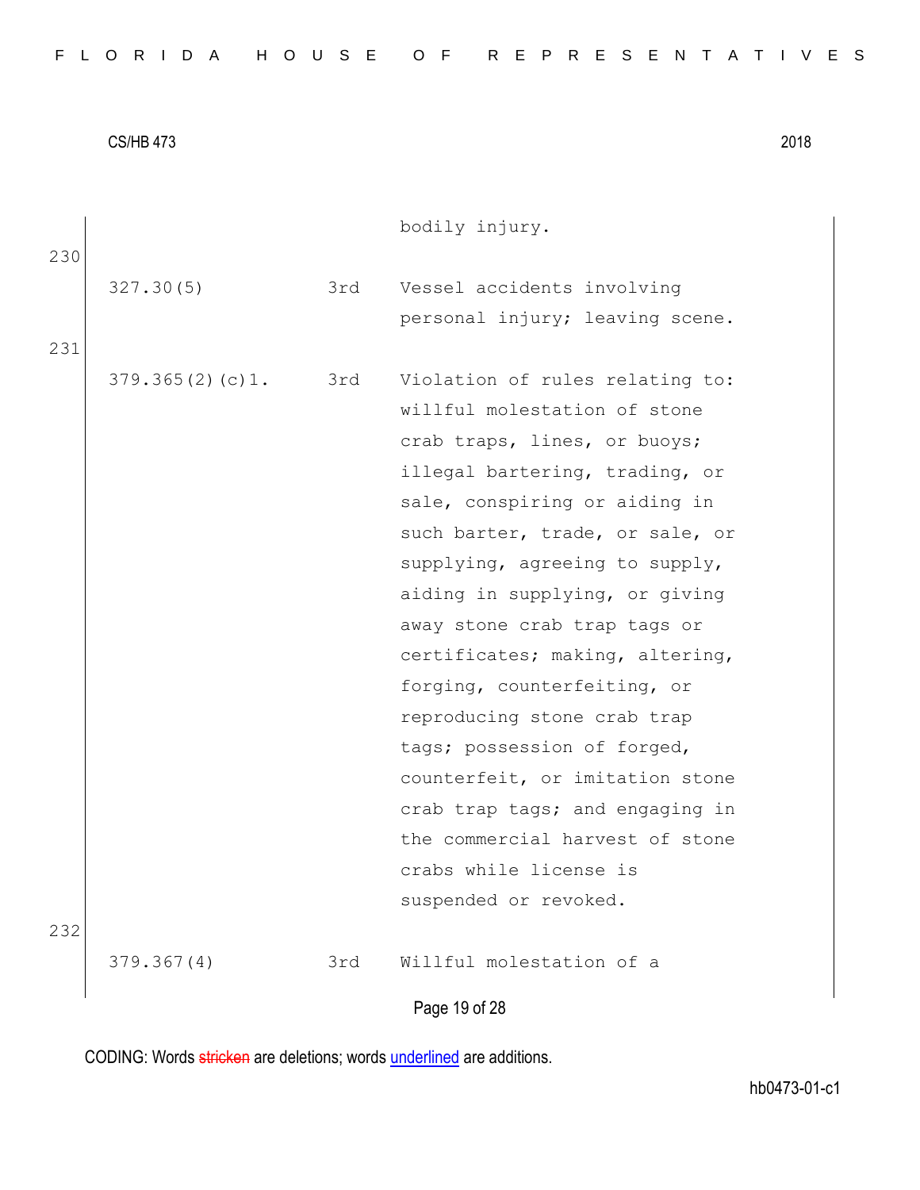| | | |
|---|---|---|
| | | bodily injury. |
| 327.30(5) | 3rd | Vessel accidents involving personal injury; leaving scene. |
| 379.365(2)(c)1. | 3rd | Violation of rules relating to: willful molestation of stone crab traps, lines, or buoys; illegal bartering, trading, or sale, conspiring or aiding in such barter, trade, or sale, or supplying, agreeing to supply, aiding in supplying, or giving away stone crab trap tags or certificates; making, altering, forging, counterfeiting, or reproducing stone crab trap tags; possession of forged, counterfeit, or imitation stone crab trap tags; and engaging in the commercial harvest of stone crabs while license is suspended or revoked. |
| 379.367(4) | 3rd | Willful molestation of a |

230

231

232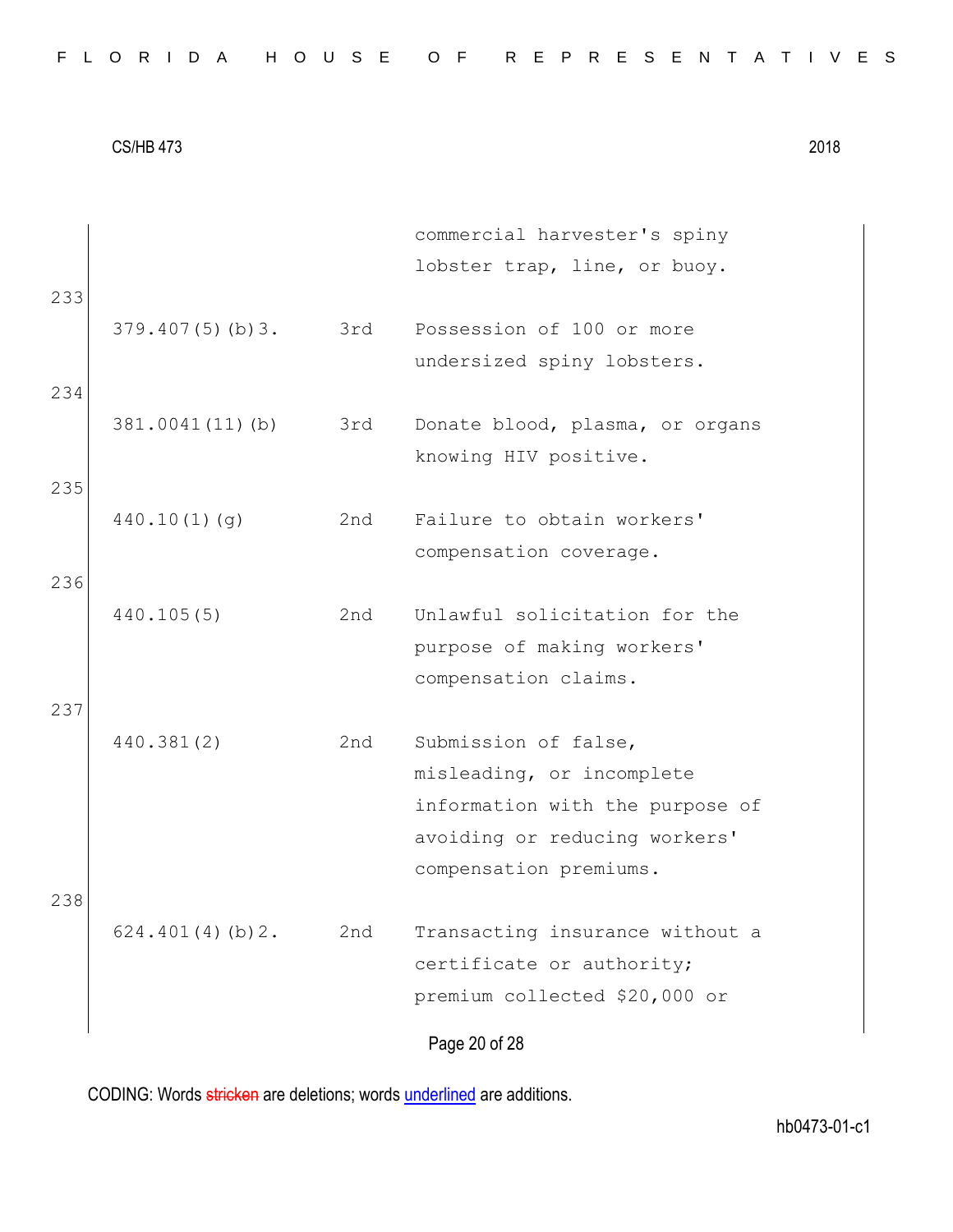| | | | |
|---|---|---|---|
| | | | commercial harvester's spiny lobster trap, line, or buoy. |
| 233 | 379.407(5)(b)3. | 3rd | Possession of 100 or more undersized spiny lobsters. |
| 234 | 381.0041(11)(b) | 3rd | Donate blood, plasma, or organs knowing HIV positive. |
| 235 | 440.10(1)(g) | 2nd | Failure to obtain workers' compensation coverage. |
| 236 | 440.105(5) | 2nd | Unlawful solicitation for the purpose of making workers' compensation claims. |
| 237 | 440.381(2) | 2nd | Submission of false, misleading, or incomplete information with the purpose of avoiding or reducing workers' compensation premiums. |
| 238 | 624.401(4)(b)2. | 2nd | Transacting insurance without a certificate or authority; premium collected $20,000 or |

CODING: Words stricken are deletions; words underlined are additions.

hb0473-01-c1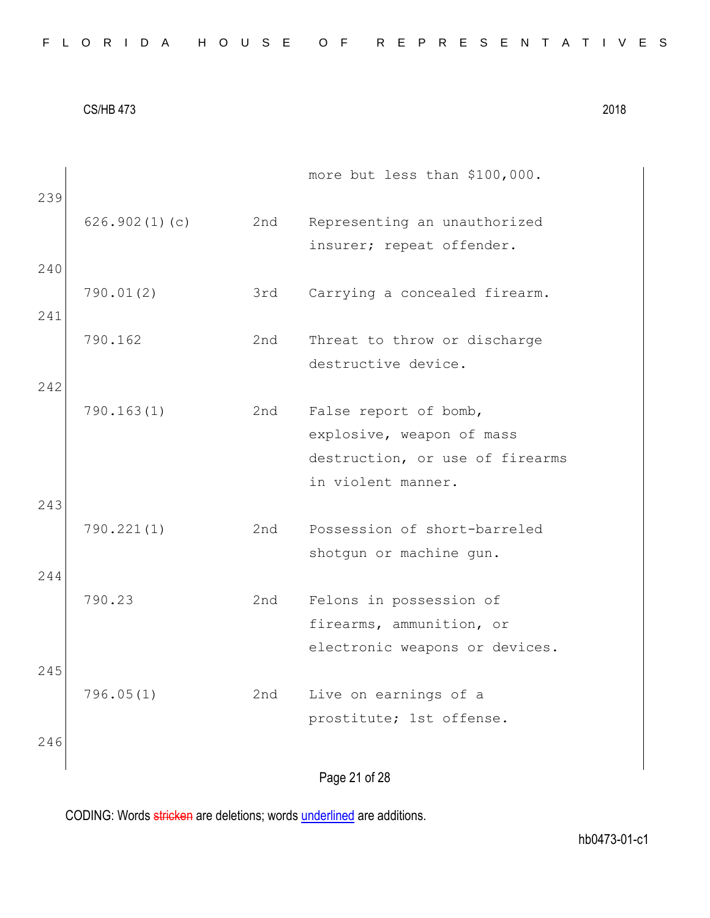| | | |
|---|---|---|
| | | more but less than $100,000. |
| 626.902(1)(c) | 2nd | Representing an unauthorized insurer; repeat offender. |
| 790.01(2) | 3rd | Carrying a concealed firearm. |
| 790.162 | 2nd | Threat to throw or discharge destructive device. |
| 790.163(1) | 2nd | False report of bomb, explosive, weapon of mass destruction, or use of firearms in violent manner. |
| 790.221(1) | 2nd | Possession of short-barreled shotgun or machine gun. |
| 790.23 | 2nd | Felons in possession of firearms, ammunition, or electronic weapons or devices. |
| 796.05(1) | 2nd | Live on earnings of a prostitute; 1st offense. |

CODING: Words stricken are deletions; words underlined are additions.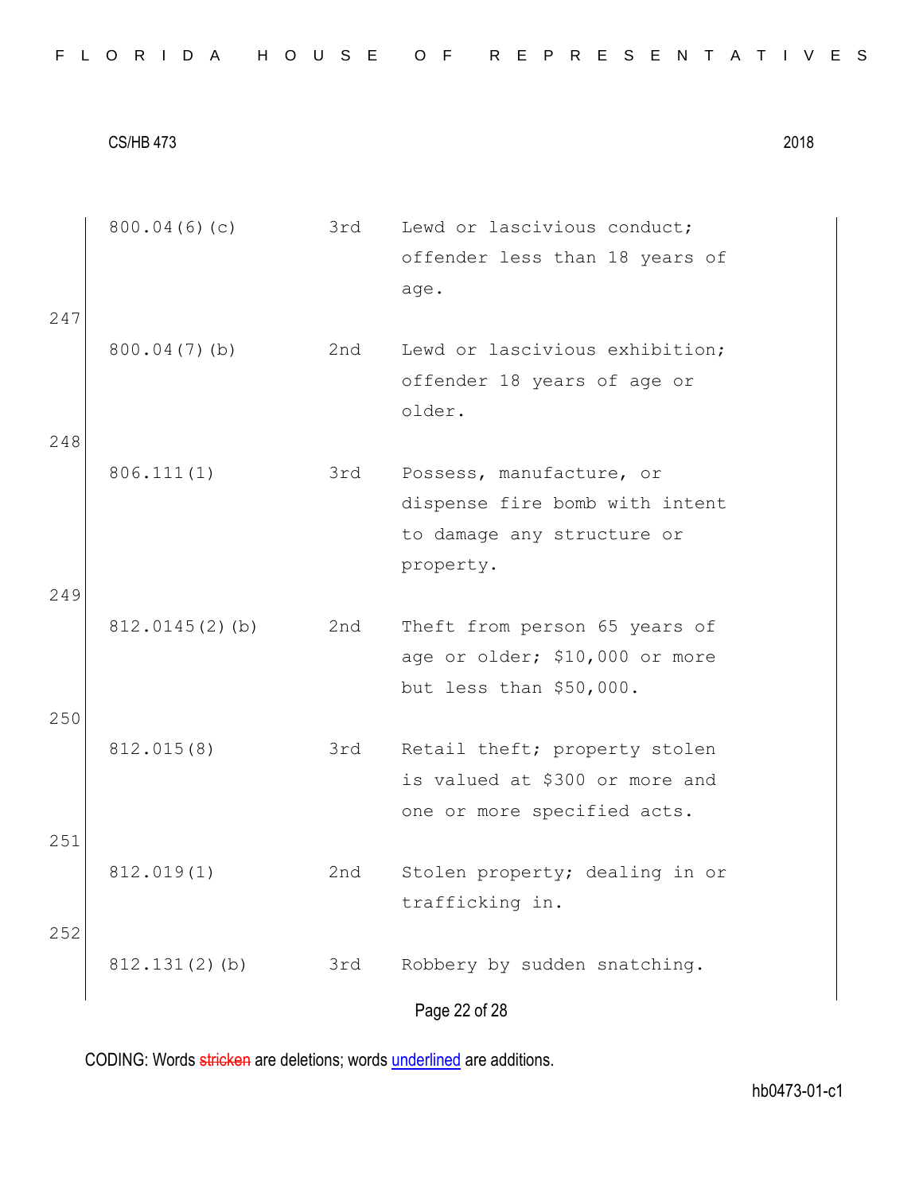| | | |
|---|---|---|
| 800.04(6)(c) | 3rd | Lewd or lascivious conduct; offender less than 18 years of age. |

247

| | | |
|---|---|---|
| 800.04(7)(b) | 2nd | Lewd or lascivious exhibition; offender 18 years of age or older. |

248

| | | |
|---|---|---|
| 806.111(1) | 3rd | Possess, manufacture, or dispense fire bomb with intent to damage any structure or property. |

249

| | | |
|---|---|---|
| 812.0145(2)(b) | 2nd | Theft from person 65 years of age or older; $10,000 or more but less than $50,000. |

250

| | | |
|---|---|---|
| 812.015(8) | 3rd | Retail theft; property stolen is valued at $300 or more and one or more specified acts. |

251

| | | |
|---|---|---|
| 812.019(1) | 2nd | Stolen property; dealing in or trafficking in. |

252

| | | |
|---|---|---|
| 812.131(2)(b) | 3rd | Robbery by sudden snatching. |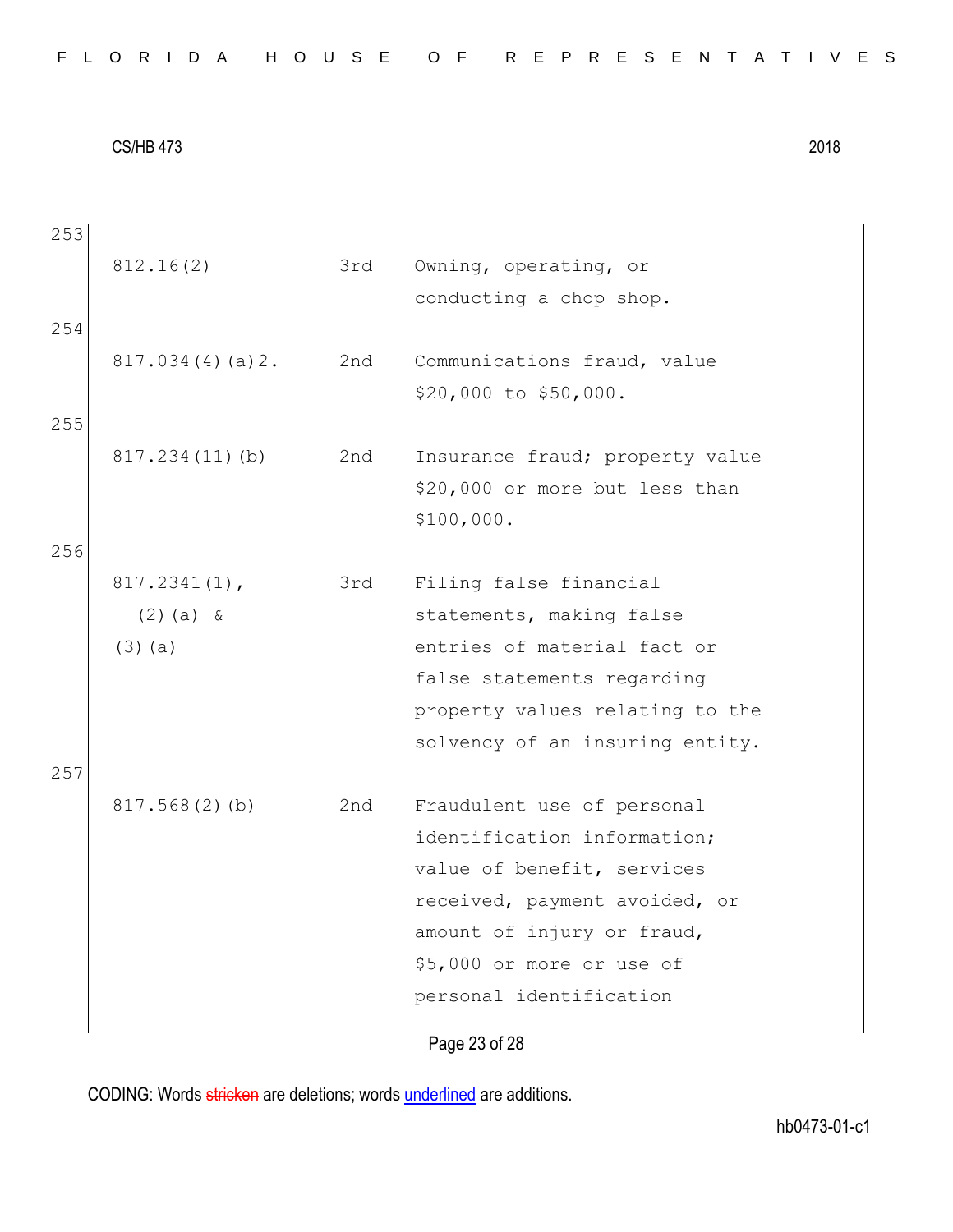| | | | |
|---|---|---|---|
| 253 | 812.16(2) | 3rd | Owning, operating, or conducting a chop shop. |
| 254 | 817.034(4)(a)2. | 2nd | Communications fraud, value $20,000 to $50,000. |
| 255 | 817.234(11)(b) | 2nd | Insurance fraud; property value $20,000 or more but less than $100,000. |
| 256 | 817.2341(1), (2)(a) & (3)(a) | 3rd | Filing false financial statements, making false entries of material fact or false statements regarding property values relating to the solvency of an insuring entity. |
| 257 | 817.568(2)(b) | 2nd | Fraudulent use of personal identification information; value of benefit, services received, payment avoided, or amount of injury or fraud, $5,000 or more or use of personal identification |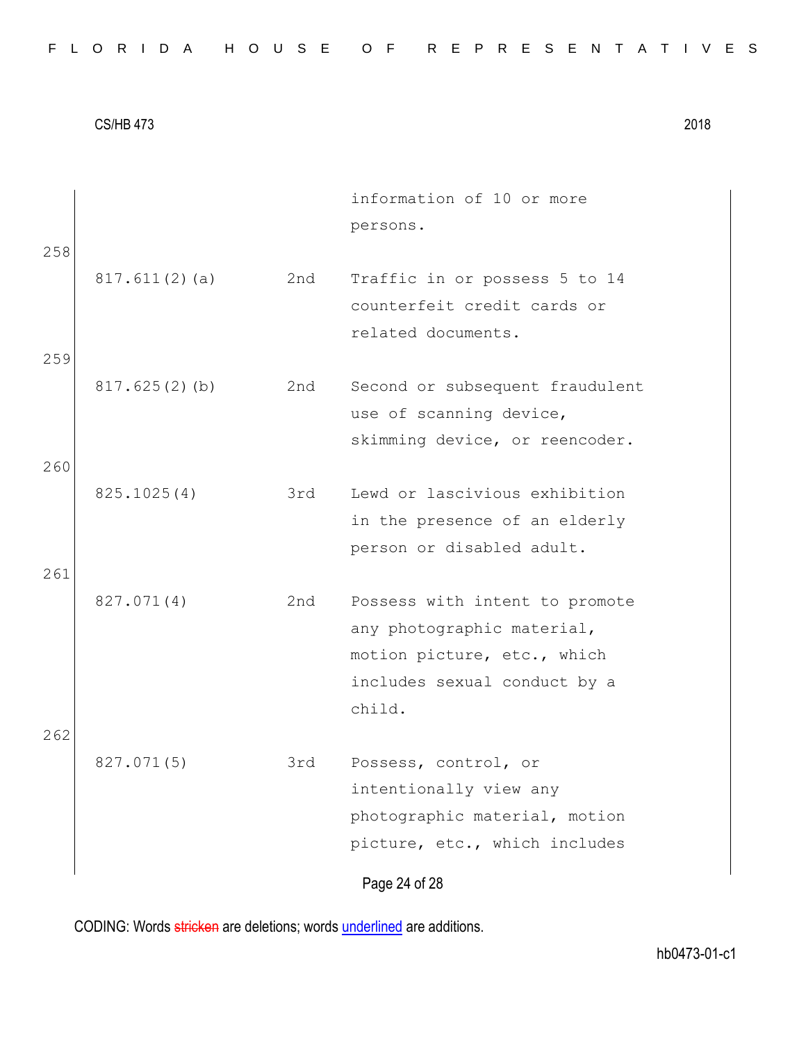| | | | |
|---|---|---|---|
| | | | information of 10 or more persons. |
| 258 | 817.611(2)(a) | 2nd | Traffic in or possess 5 to 14 counterfeit credit cards or related documents. |
| 259 | 817.625(2)(b) | 2nd | Second or subsequent fraudulent use of scanning device, skimming device, or reencoder. |
| 260 | 825.1025(4) | 3rd | Lewd or lascivious exhibition in the presence of an elderly person or disabled adult. |
| 261 | 827.071(4) | 2nd | Possess with intent to promote any photographic material, motion picture, etc., which includes sexual conduct by a child. |
| 262 | 827.071(5) | 3rd | Possess, control, or intentionally view any photographic material, motion picture, etc., which includes |

CODING: Words stricken are deletions; words underlined are additions.

hb0473-01-c1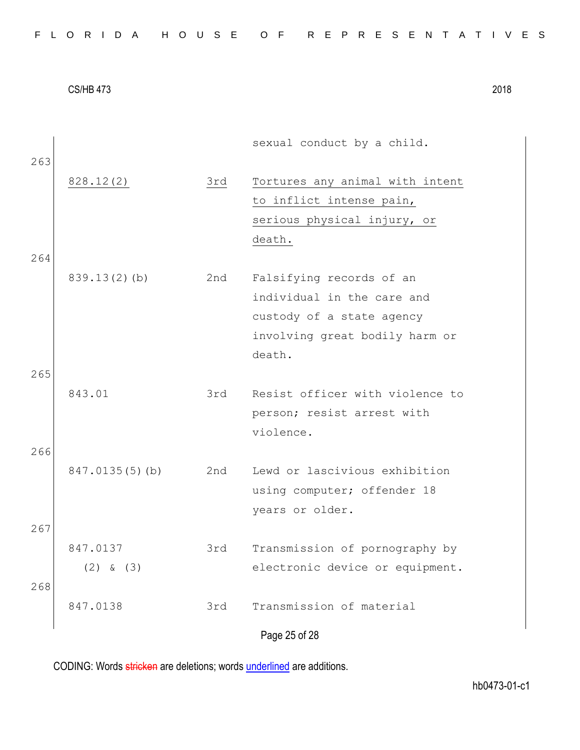| | | sexual conduct by a child. |
|---|---|---|
| 263 | | |
| <u>828.12(2)</u> | <u>3rd</u> | <u>Tortures any animal with intent to inflict intense pain, serious physical injury, or death.</u> |
| 264 | | |
| 839.13(2)(b) | 2nd | Falsifying records of an individual in the care and custody of a state agency involving great bodily harm or death. |
| 265 | | |
| 843.01 | 3rd | Resist officer with violence to person; resist arrest with violence. |
| 266 | | |
| 847.0135(5)(b) | 2nd | Lewd or lascivious exhibition using computer; offender 18 years or older. |
| 267 | | |
| 847.0137 (2) & (3) | 3rd | Transmission of pornography by electronic device or equipment. |
| 268 | | |
| 847.0138 | 3rd | Transmission of material |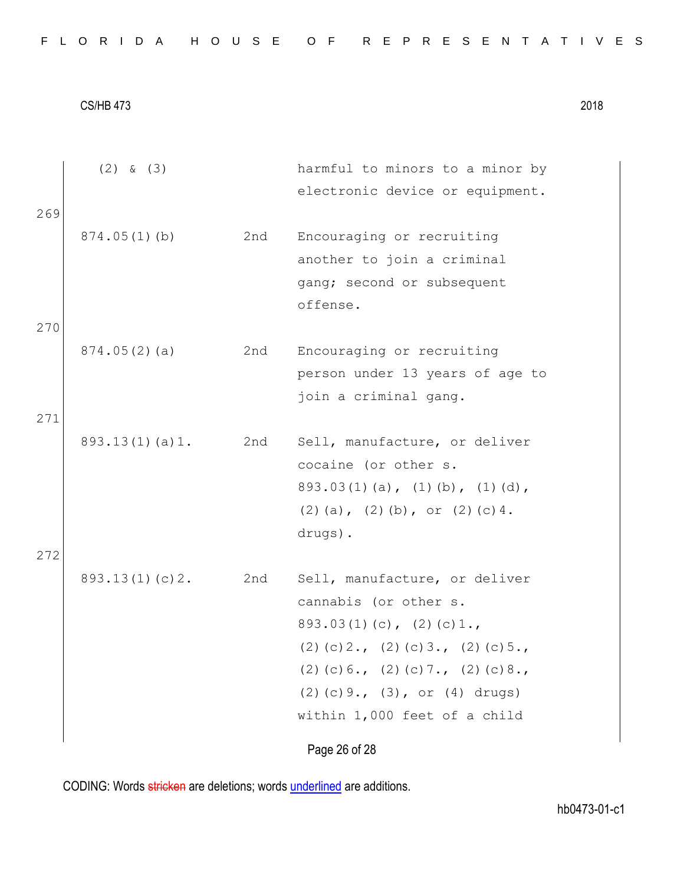| | | |
|---|---|---|
| (2) & (3) | | harmful to minors to a minor by electronic device or equipment. |
| 874.05(1)(b) | 2nd | Encouraging or recruiting another to join a criminal gang; second or subsequent offense. |
| 874.05(2)(a) | 2nd | Encouraging or recruiting person under 13 years of age to join a criminal gang. |
| 893.13(1)(a)1. | 2nd | Sell, manufacture, or deliver cocaine (or other s. 893.03(1)(a), (1)(b), (1)(d), (2)(a), (2)(b), or (2)(c)4. drugs). |
| 893.13(1)(c)2. | 2nd | Sell, manufacture, or deliver cannabis (or other s. 893.03(1)(c), (2)(c)1., (2)(c)2., (2)(c)3., (2)(c)5., (2)(c)6., (2)(c)7., (2)(c)8., (2)(c)9., (3), or (4) drugs) within 1,000 feet of a child |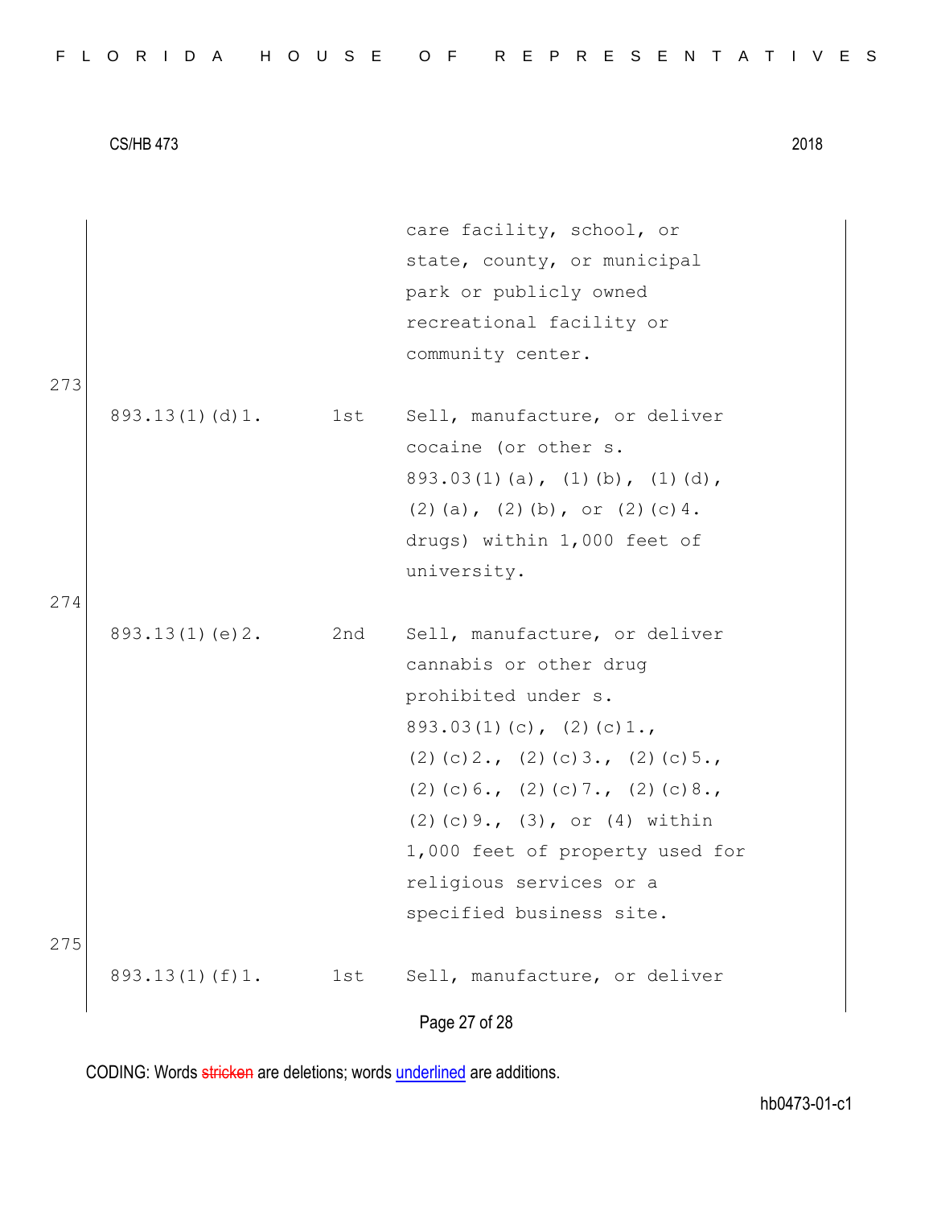| | | |
|---|---|---|
| | | care facility, school, or state, county, or municipal park or publicly owned recreational facility or community center. |
| 893.13(1)(d)1. | 1st | Sell, manufacture, or deliver cocaine (or other s. 893.03(1)(a), (1)(b), (1)(d), (2)(a), (2)(b), or (2)(c)4. drugs) within 1,000 feet of university. |
| 893.13(1)(e)2. | 2nd | Sell, manufacture, or deliver cannabis or other drug prohibited under s. 893.03(1)(c), (2)(c)1., (2)(c)2., (2)(c)3., (2)(c)5., (2)(c)6., (2)(c)7., (2)(c)8., (2)(c)9., (3), or (4) within 1,000 feet of property used for religious services or a specified business site. |
| 893.13(1)(f)1. | 1st | Sell, manufacture, or deliver |

CODING: Words stricken are deletions; words underlined are additions.

hb0473-01-c1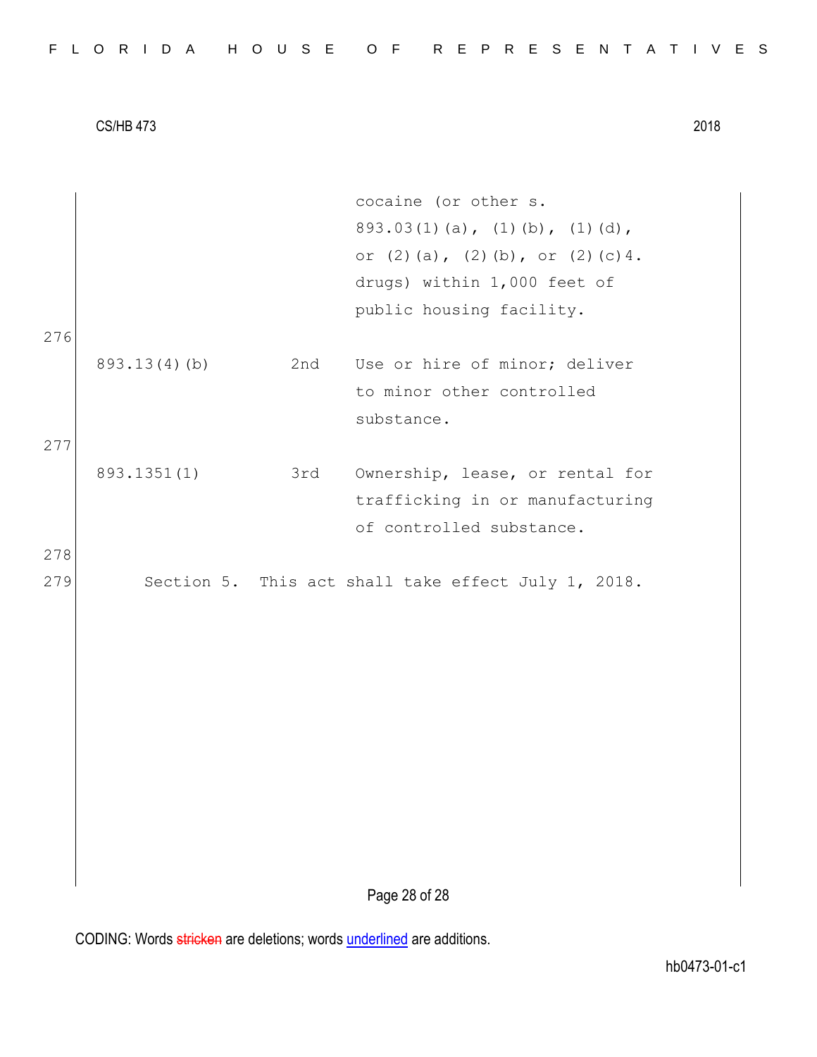| | | |
|---|---|---|
| | | cocaine (or other s. 893.03(1)(a), (1)(b), (1)(d), or (2)(a), (2)(b), or (2)(c)4. drugs) within 1,000 feet of public housing facility. |
| 893.13(4)(b) | 2nd | Use or hire of minor; deliver to minor other controlled substance. |
| 893.1351(1) | 3rd | Ownership, lease, or rental for trafficking in or manufacturing of controlled substance. |

Section 5. This act shall take effect July 1, 2018.